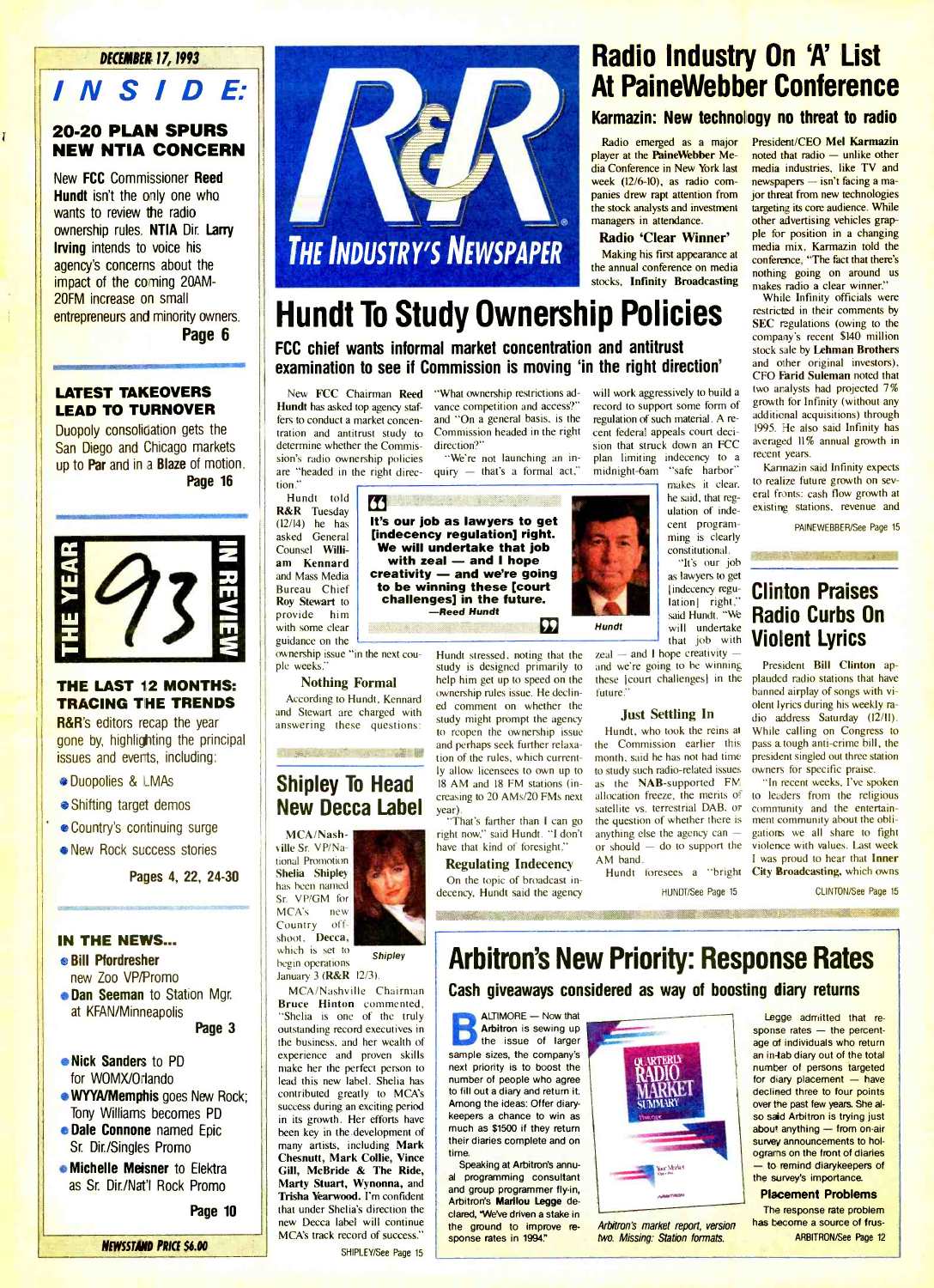DECEMBER 17, 1993

# INSIDE:

## 20-20 PLAN SPURS NEW NTIA CONCERN

New **FCC** Commissioner **Reed Hundt** isn't the only one who wants to review the radio ownership rules. **NTIA** Dir. **Larry Irving** intends to voice his agency's concerns about the impact of the coming 20AM-20FM increase on small entrepreneurs and minority owners.

**Page 6**

## LATEST TAKEOVERS LEAD TO TURNOVER

Duopoly consolidation gets the San Diego and Chicago markets up to **Par** and in a **Blaze** of motion.

**Page 16**

THE YEAR '93 IN REVIEW

## THE LAST 12 MONTHS: TRACING THE TRENDS

**R&R**'s editors recap the year gone by, highlighting the principal issues and events, including:

- Duopolies & LMAs
- Shifting target demos
- Country's continuing surge
- New Rock success stories

**Pages 4, 22, 24-30**

## IN THE NEWS...

- **Bill Pfordresher** new Zoo VP/Promo
- **Dan Seeman** to Station Mgr. at KFAN/Minneapolis

**Page 3**

- **Nick Sanders** to PD for WOMX/Orlando
- **WYYA/Memphis** goes New Rock; Tony Williams becomes PD
- **Dale Connone** named Epic Sr. Dir./Singles Promo
- **Michelle Meisner** to Elektra as Sr. Dir./Nat'l Rock Promo

**Page 10**

NEWSSTAND PRICE $6.00

R&R — THE INDUSTRY'S NEWSPAPER

# Hundt To Study Ownership Policies

### FCC chief wants informal market concentration and antitrust examination to see if Commission is moving 'in the right direction'

New **FCC** Chairman **Reed Hundt** has asked top agency staffers to conduct a market concentration and antitrust study to determine whether the Commission's radio ownership policies are "headed in the right direction."

Hundt told **R&R** Tuesday (12/14) he has asked General Counsel **William Kennard** and Mass Media Bureau Chief **Roy Stewart** to provide him with some clear guidance on the ownership issue "in the next couple weeks."

> "It's our job as lawyers to get [indecency regulation] right. We will undertake that job with zeal — and I hope creativity — and we're going to be winning these [court challenges] in the future."
> —*Reed Hundt*

*Hundt*

### Nothing Formal

According to Hundt, Kennard and Stewart are charged with answering these questions: "What ownership restrictions advance competition and access?" and "On a general basis, is the Commission headed in the right direction?"

"We're not launching an inquiry — that's a formal act," Hundt stressed, noting that the study is designed primarily to help him get up to speed on the ownership rules issue. He declined comment on whether the study might prompt the agency to reopen the ownership issue and perhaps seek further relaxation of the rules, which currently allow licensees to own up to 18 AM and 18 FM stations (increasing to 20 AMs/20 FMs next year).

"That's farther than I can go right now," said Hundt. "I don't have that kind of foresight."

### Regulating Indecency

On the topic of broadcast indecency, Hundt said the agency will work aggressively to build a record to support some form of regulation of such material. A recent federal appeals court decision that struck down an FCC plan limiting indecency to a midnight-6am "safe harbor" makes it clear, he said, that regulation of indecent programming is clearly constitutional.

"It's our job as lawyers to get [indecency regulation] right," said Hundt. "We will undertake that job with zeal — and I hope creativity — and we're going to be winning these [court challenges] in the future."

### Just Settling In

Hundt, who took the reins at the Commission earlier this month, said he has not had time to study such radio-related issues as the NAB-supported FM allocation freeze, the merits of satellite vs. terrestrial DAB, or the question of whether there is anything else the agency can — or should — do to support the AM band.

Hundt foresees a "bright

HUNDT/See Page 15

# Radio Industry On 'A' List At PaineWebber Conference

### Karmazin: New technology no threat to radio

Radio emerged as a major player at the **PaineWebber** Media Conference in New York last week (12/6-10), as radio companies drew rapt attention from the stock analysts and investment managers in attendance.

### Radio 'Clear Winner'

Making his first appearance at the annual conference on media stocks, **Infinity Broadcasting** President/CEO **Mel Karmazin** noted that radio — unlike other media industries, like TV and newspapers — isn't facing a major threat from new technologies targeting its core audience. While other advertising vehicles grapple for position in a changing media mix, Karmazin told the conference, "The fact that there's nothing going on around us makes radio a clear winner."

While Infinity officials were restricted in their comments by **SEC** regulations (owing to the company's recent $140 million stock sale by **Lehman Brothers** and other original investors), CFO **Farid Suleman** noted that two analysts had projected 7% growth for Infinity (without any additional acquisitions) through 1995. He also said Infinity has averaged 11% annual growth in recent years.

Karmazin said Infinity expects to realize future growth on several fronts: cash flow growth at existing stations, revenue and

PAINEWEBBER/See Page 15

# Clinton Praises Radio Curbs On Violent Lyrics

President **Bill Clinton** applauded radio stations that have banned airplay of songs with violent lyrics during his weekly radio address Saturday (12/11). While calling on Congress to pass a tough anti-crime bill, the president singled out three station owners for specific praise.

"In recent weeks, I've spoken to leaders from the religious community and the entertainment community about the obligations we all share to fight violence with values. Last week I was proud to hear that **Inner City Broadcasting**, which owns

CLINTON/See Page 15

# Shipley To Head New Decca Label

**MCA/Nashville** Sr. VP/National Promotion **Shelia Shipley** has been named Sr. VP/GM for MCA's new Country offshoot, **Decca**, which is set to begin operations January 3 (**R&R** 12/3).

*Shipley*

MCA/Nashville Chairman **Bruce Hinton** commented, "Shelia is one of the truly outstanding record executives in the business, and her wealth of experience and proven skills make her the perfect person to lead this new label. Shelia has contributed greatly to MCA's success during an exciting period in its growth. Her efforts have been key in the development of many artists, including **Mark Chesnutt, Mark Collie, Vince Gill, McBride & The Ride, Marty Stuart, Wynonna**, and **Trisha Yearwood**. I'm confident that under Shelia's direction the new Decca label will continue MCA's track record of success."

SHIPLEY/See Page 15

# Arbitron's New Priority: Response Rates

### Cash giveaways considered as way of boosting diary returns

BALTIMORE — Now that **Arbitron** is sewing up the issue of larger sample sizes, the company's next priority is to boost the number of people who agree to fill out a diary and return it. Among the ideas: Offer diarykeepers a chance to win as much as $1500 if they return their diaries complete and on time.

Speaking at Arbitron's annual programming consultant and group programmer fly-in, Arbitron's **Marilou Legge** declared, "We've driven a stake in the ground to improve response rates in 1994."

*Arbitron's market report, version two. Missing: Station formats.*

Legge admitted that response rates — the percentage of individuals who return an in-tab diary out of the total number of persons targeted for diary placement — have declined three to four points over the past few years. She also said Arbitron is trying just about anything — from on-air survey announcements to holograms on the front of diaries — to remind diarykeepers of the survey's importance.

### Placement Problems

The response rate problem has become a source of frus-

ARBITRON/See Page 12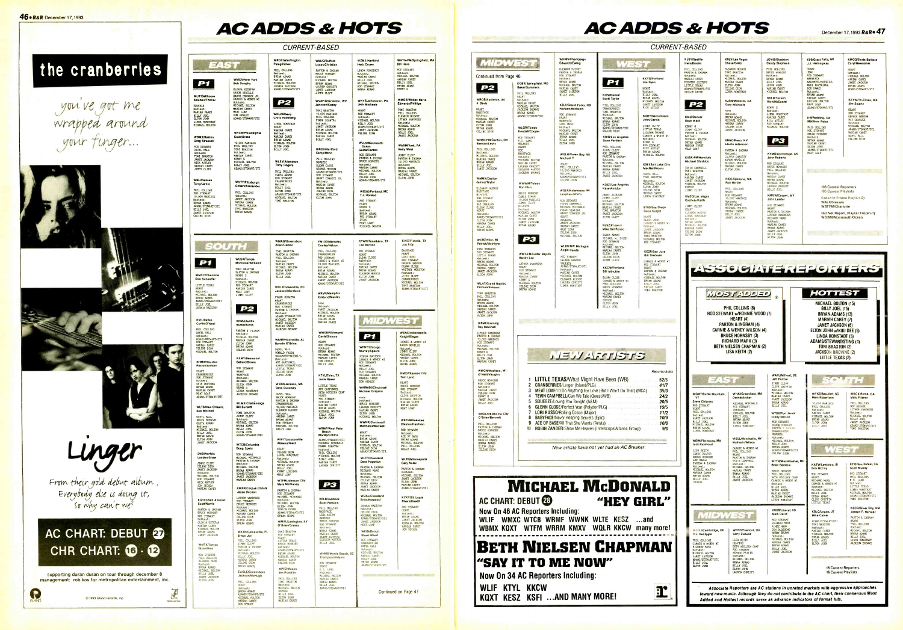# AC ADDS & HOTS

CURRENT-BASED

## EAST

### P1

**WLIF/Baltimore** Seiden/Thorne

**WMXV/New York** Bob Dunphy

**WBMB/Boston** Greg Strassell

**WBLI/Nassau** Terry Larkin

**WVAF/Charleston, WV**

**WKLI/Albany** Chris Holmberg

**WXXR/Philadelphia** Cook/Gress

**WKTY/Pittsburgh** Gilbert/Alexander

**WROX/Washington** Paley/Siver

**WMJX/Buffalo** Lucas/Christian

**WZMX/Hartford** Herb Crowe

**WHYN-FM/Springfield, MA** Bill Hess

### P2

**WKYE/Johnstown, PA** Jack Michaels

**WMGS/Wilkes Barre** Edwards/Phillips

**WLEV/Allentown** Tony Rogers

**WRCH/Hartford** Camp/Niem

**WJKX/Monmouth-Ocean** Guida/Carson

**WASM/York, PA** Kelly West

**WCSO/Portland, ME** T.J. Holland

## SOUTH

### P1

**WMXC/Charlotte** Don Schaeffer

**WUSA/Tampa** Montoya/Williams

**WKLI/Dallas** Curtis/O'Neal

**WMXJ/Houston** Paxton/Arnborn

**WLTS/New Orleans** Bob Mitchell

**WZDM/Norfolk** Lonsdon/Shaw

**KQID2/San Antonio** Scott/Norris

**WMTX/Tampa** Dixon/Rice

**WMAG/Greensboro** Allen/Carson

**FM100/Memphis** Conley/Nelson

**KTWN/Texarkana, TX** Lee Benson

**KVIC/Victoria, TX** Joe Fuller

### P2

**WKMJ/Austin** Berke/Burns

**WDLX/Greenville, NC** Jackson/Morehead

**WAHR/Huntsville, AL** Bonnie O'Brien

**KSMY/Beaumont** Ballard/Brown

**WZGX/Jackson, MS** Dana Dunaway

**WLMX/Chattanooga** Bill Burkett

**WTCB/Columbia** Doug Spets

**WNYV/Jacksonville** Abrams/West

**KWMR/Corpus Christi** Jesse DeLeon

**WVKV/Gainesville, FL** Britton Joe

**EAGLE/Greensboro** Jackson/McHugh

**WMGL/Lexington, KY** O'Brien/Graves

**WFMW/Johnson City** Mark McKinney

**WPEZ/Macon** Jim Franklin

**WRVR/Memphis** Kirkland/Manley

**KVIL/Tyler, TX** Jane Baker

**WMEZ/West Palm Beach** Morley/Collins

**WWER/Richmond** Davis/Simons

**WMNS/Myrtle Beach, SC** Thompson/Adams

### P3

**KRLB/Lubbock** Scott Peters

## MIDWEST

### P1

**WENS/Indianapolis** Knapp/Gaggas

**WFNT/Chicago** Murray/Spears

**WARM/Cincinnati** Michael Greyson

**KMXV/Kansas City** Tom Land

**WKMD/Cincinnati** Mathews/Maxwell

**WKTU/Milwaukee** Clayton/Harrison

**WLTF/Cleveland** Dave Popovich

**WTEN/Indianapolis** Gary Huber

**WQAL/Cleveland** Ernie/Kowinski

**KYKY/St. Louis** Rivers/Howell

**WKQI/Detroit** Steve Wood

Continued on Page 47

## MIDWEST

Continued from Page 46

### P2

**WROE/Appleton, WI** J. Davis

**WHMS/Champaign** Edwards/Earley

**KGBX/Springfield, MO** Baker/Summers

**WMEC-FM/Canton, OH** Benson/Lewis

**WMMX/Dayton** Jones/Taylor

**WLON/Toledo** Kendall/Cooper

**WWWM/Toledo** Ron Finn

**WCRZ/Flint, MI** Patrick/McIntyre

**WLHT/Grand Rapids** Dirkson/Simone

**WEMJ/Lansing** Ray Marshall

**WWCM/Madison, WI** O'Neill/Vaughn

**KMGL/Oklahoma City** O'Brien/Bouvier

**KZLT/Grand Forks, ND** Hanson/Michaels

**WGLH/Green Bay, WI** Michael P.

**WQLR/Kalamazoo, MI** Longtree/Werth

### P3

**WMT-FM/Cedar Rapids** Randy Lee

**WLRW/W. Michigan** Angie Handa

## WEST

### P1

**KXYQ/Portland** Jim Ryan

**KOSI/Denver** Scott Taylor

**KBIG/Los Angeles** Dave Verdery

**KOST/Los Angeles** Kaye/Aimdon

**KESZ/Phoenix** Mike Del Rosso

**KKCW/Portland** Bill Minckler

**KGBY/Sacramento** John/Garcia

**KSFI/Salt Lake City** MacNeil/Worth

**B100/San Diego** Gene Knight

**KEZR/San Jose** Bill Stedman

**KLSY/Seattle** Irwin/Brooks

**KMZQ/Las Vegas** Lingle/Hooker

### P2

**KMJ/Denver** Dave Ward

**KSSK-FM/Honolulu** Michael Shishido

**KMZQ/Las Vegas** Cochran/Keith

**KRNO/Reno, NV** Laurie Anderson

**KJSN/Modesto, CA** Gary Michaels

**KBSC/Spokane, WA** Rob Harder

**KRLV/Las Vegas** Chase/Isaris

**KELD/Tucson** Rich/McDaniel

**JOY99/Stockton** Cody Stephens

### P3

**KYMG/Anchorage, AK** John Roberts

**KAWW/Casper, WY** John Leader

**K99/Great Falls, MT** J.J. Hemingway

**KMGQ/Santa Barbara** Cary/Newcomer

**KEYW/Tri-Cities, WA** Jim Swartz

**K-9/Redding, CA** Matthew Ross

108 Current Reporters
105 Current Playlists

Called In Frozen Playlist (2): WALK/Nassau, WBTF/Charlotte

Did Not Report, Playlist Frozen (1): WOBM/Monmouth-Ocean

## NEW ARTISTS

Reports/Adds

1. LITTLE TEXAS/What Might Have Been (WB) — 52/5
2. CRANBERRIES/Linger (Island/PLG) — 41/7
3. MEAT LOAF/I'd Do Anything For Love (But I Won't Do That) (MCA) — 35/0
4. TEVIN CAMPBELL/Can We Talk (Qwest/WB) — 24/2
5. SQUEEZE/Loving You Tonight (A&M) — 20/5
6. GLENN CLOSE/Perfect Year (Polydor/PLG) — 19/5
7. LORI RUSSO/Rolling Ocean (Major) — 11/2
8. BABYFACE/Never Keeping Secrets (Epic) — 10/0
9. ACE OF BASE/All That She Wants (Arista) — 10/0
10. ROBIN ZANDER/Show Me Heaven (Interscope/Atlantic Group) — 9/0

New artists have not yet had an AC Breaker.

## ASSOCIATE REPORTERS

### MOST ADDED

PHIL COLLINS (8)
ROD STEWART w/RONNIE WOOD (7)
HEART (4)
PARTON & INGRAM (4)
CARNIE & WENDY WILSON (4)
BRUCE HORNSBY (3)
RICHARD MARX (3)
BETH NIELSEN CHAPMAN (2)
LISA KEITH (2)

### HOTTEST

MICHAEL BOLTON (15)
BILLY JOEL (15)
BRYAN ADAMS (13)
MARIAH CAREY (7)
JANET JACKSON (6)
ELTON JOHN w/KIKI DEE (5)
LINDA RONSTADT (5)
ADAMS/STEWART/STING (4)
TONI BRAXTON (2)
JACKSON BROWNE (2)
LITTLE TEXAS (2)

### EAST

**WGMT/Berlin Mountain, VT** Steve Chiamas

**WHAI/Greenfield, MA** Doone/Archer

**WAFL/Milford, DE** Jeff Farrow

**WGMF/Pittsburg, MA** Jack Raymond

**WSUL/Monticello, NY** Mulhern/Pfeiffer

### SOUTH

**WTKB/Beaufort, SC** Mark Robertson

**WKCE/Rome, GA** Mills Pittner

**WKSF/Port Lavaca** Cindy Mason

### MIDWEST

**WCHI/Cambridge, OH** D.J. Hensyle

**WFRO/Fremont, OH** Larry Ziebold

**KSOM/Liberal, KS** Mark David

**WTRW/Westminster, MD** Brian Seddow

### WEST

**KATW/Lewiston, ID** Bob McCoy

**KTHS/Bear Refuel, CA** Scott Murray

**KBLQ/Logan, UT** Mike Carver

**KSCQ/Silver City, NM** Joseph F. Harwell

16 Current Reporters
16 Current Playlists

*Associate Reporters are AC stations in unrated markets with aggressive approaches toward new music. Although they do not contribute to the AC chart, their consensus Most Added and Hottest records serve as advance indicators of format hits.*

---

# MICHAEL McDONALD "HEY GIRL"

AC CHART: DEBUT 28

Now On 46 AC Reporters Including:
WLIF WMXC WTCB WRMF WWNK WLTE KESZ ...and WBMX KQXT WTFM WRRM KMXV WQLR KKCW many more!

# BETH NIELSEN CHAPMAN "SAY IT TO ME NOW"

Now On 34 AC Reporters Including:
WLIF KTYL KKCW KQXT KESZ KSFI ...AND MANY MORE!